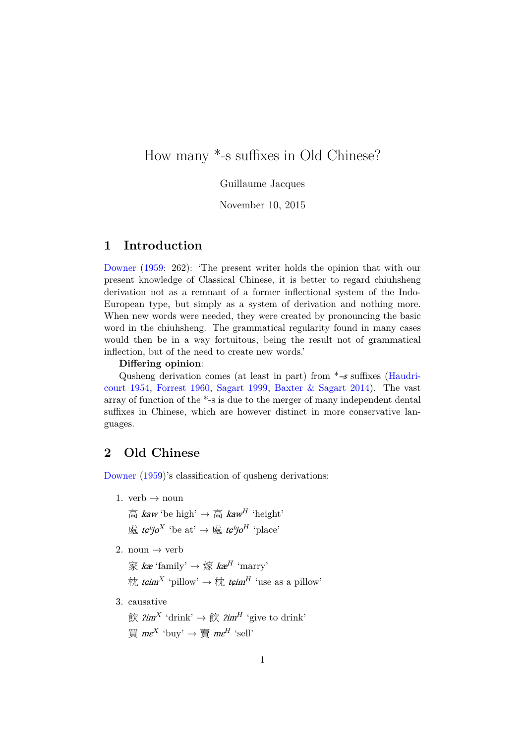# How many *-s suffixes in Old Chinese?

Guillaume Jacques

November 10, 2015

## 1 Introduction

Downer (1959: 262): 'The present writer holds the opinion that with our present knowledge of Classical Chinese, it is better to regard chiuhsheng derivation not as a remnant of a former inflectional system of the Indo-European type, but simply as a system of derivation and nothing more. When new words were needed, they were created by pronouncing the basic word in the chiuhsheng. The grammatical regularity found in many cases would then be in a way fortuitous, being the result not of grammatical inflection, but of the need to create new words.'

**Differing opinion**:

Qusheng derivation comes (at least in part) from *\*-s* suffixes (Haudricourt 1954, Forrest 1960, Sagart 1999, Baxter & Sagart 2014). The vast array of function of the *-s is due to the merger of many independent dental suffixes in Chinese, which are however distinct in more conservative languages.

## 2 Old Chinese

Downer (1959)'s classification of qusheng derivations:

1. verb → noun

   高 ***kaw*** 'be high' → 高 ***kaw***$^{H}$ 'height'

   處 ***tɕʰjo***$^{X}$ 'be at' → 處 ***tɕʰjo***$^{H}$ 'place'

2. noun → verb

   家 ***kæ*** 'family' → 嫁 ***kæ***$^{H}$ 'marry'

   枕 ***tɕim***$^{X}$ 'pillow' → 枕 ***tɕim***$^{H}$ 'use as a pillow'

3. causative

   飲 ***ʔim***$^{X}$ 'drink' → 飲 ***ʔim***$^{H}$ 'give to drink'

   買 ***mɛ***$^{X}$ 'buy' → 賣 ***mɛ***$^{H}$ 'sell'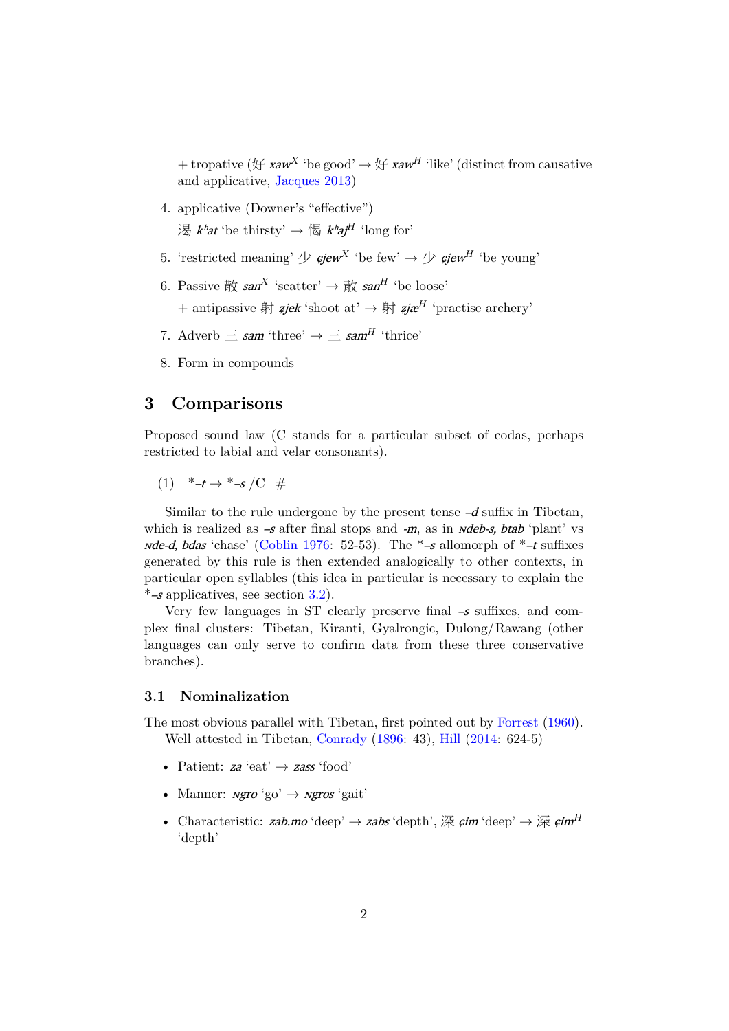+ tropative (好 *xaw*$^X$ 'be good' → 好 *xaw*$^H$ 'like' (distinct from causative and applicative, Jacques 2013)

4. applicative (Downer's "effective")

   渴 *kʰat* 'be thirsty' → 愒 *kʰaj*$^H$ 'long for'

5. 'restricted meaning' 少 *ɕjew*$^X$ 'be few' → 少 *ɕjew*$^H$ 'be young'

6. Passive 散 *san*$^X$ 'scatter' → 散 *san*$^H$ 'be loose'

   + antipassive 射 *zjek* 'shoot at' → 射 *zjæ*$^H$ 'practise archery'

7. Adverb 三 *sam* 'three' → 三 *sam*$^H$ 'thrice'

8. Form in compounds

## 3 Comparisons

Proposed sound law (C stands for a particular subset of codas, perhaps restricted to labial and velar consonants).

(1) *–*t* → *–*s* /C_#

Similar to the rule undergone by the present tense –*d* suffix in Tibetan, which is realized as –*s* after final stops and -*m*, as in *ɴdeb-s, btab* 'plant' vs *ɴde-d, bdas* 'chase' (Coblin 1976: 52-53). The *–*s* allomorph of *–*t* suffixes generated by this rule is then extended analogically to other contexts, in particular open syllables (this idea in particular is necessary to explain the *–*s* applicatives, see section 3.2).

Very few languages in ST clearly preserve final –*s* suffixes, and complex final clusters: Tibetan, Kiranti, Gyalrongic, Dulong/Rawang (other languages can only serve to confirm data from these three conservative branches).

### 3.1 Nominalization

The most obvious parallel with Tibetan, first pointed out by Forrest (1960).

Well attested in Tibetan, Conrady (1896: 43), Hill (2014: 624-5)

- Patient: *za* 'eat' → *zass* 'food'
- Manner: *ɴgro* 'go' → *ɴgros* 'gait'
- Characteristic: *zab.mo* 'deep' → *zabs* 'depth', 深 *ɕim* 'deep' → 深 *ɕim*$^H$ 'depth'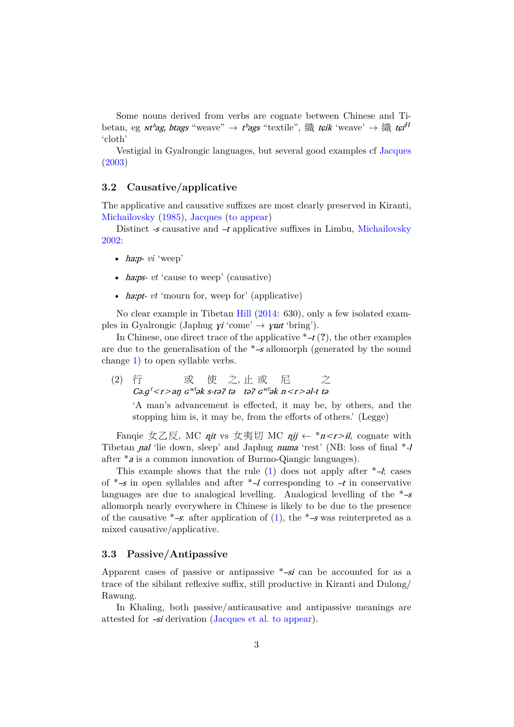Some nouns derived from verbs are cognate between Chinese and Tibetan, eg *ʁtʰag, btags* "weave" → *tʰags* "textile", 織 *tɕik* 'weave' → 織 *tɕi*$^{H}$ 'cloth'

Vestigial in Gyalrongic languages, but several good examples cf Jacques (2003)

### 3.2 Causative/applicative

The applicative and causative suffixes are most clearly preserved in Kiranti, Michailovsky (1985), Jacques (to appear)

Distinct *-s* causative and *–t* applicative suffixes in Limbu, Michailovsky 2002:

- *ha:p-* vi 'weep'
- *ha:ps-* vt 'cause to weep' (causative)
- *ha:pt-* vt 'mourn for, weep for' (applicative)

No clear example in Tibetan Hill (2014: 630), only a few isolated examples in Gyalrongic (Japhug *ɣi* 'come' → *ɣɯt* 'bring').

In Chinese, one direct trace of the applicative *–*t* (**?**), the other examples are due to the generalisation of the *–*s* allomorph (generated by the sound change 1) to open syllable verbs.

(2) 行 或 使 之, 止 或 尼 之
*Cə.gˤ<r>aŋ ɢʷˤək s-rəʔ tə təʔ ɢʷˤək n<r>əl-t tə*
'A man's advancement is effected, it may be, by others, and the stopping him is, it may be, from the efforts of others.' (Legge)

Fanqie 女乙反, MC *ɳit* vs 女夷切 MC *ɳij* ← **n<r>il*, cognate with Tibetan *ɲal* 'lie down, sleep' and Japhug *nɯna* 'rest' (NB: loss of final *-*l* after **a* is a common innovation of Burmo-Qiangic languages).

This example shows that the rule (1) does not apply after *–*l*; cases of *–*s* in open syllables and after *–*l* corresponding to *–t* in conservative languages are due to analogical levelling. Analogical levelling of the *–*s* allomorph nearly everywhere in Chinese is likely to be due to the presence of the causative *–*s*: after application of (1), the *–*s* was reinterpreted as a mixed causative/applicative.

### 3.3 Passive/Antipassive

Apparent cases of passive or antipassive *–*si* can be accounted for as a trace of the sibilant reflexive suffix, still productive in Kiranti and Dulong/Rawang.

In Khaling, both passive/anticausative and antipassive meanings are attested for *–si* derivation (Jacques et al. to appear).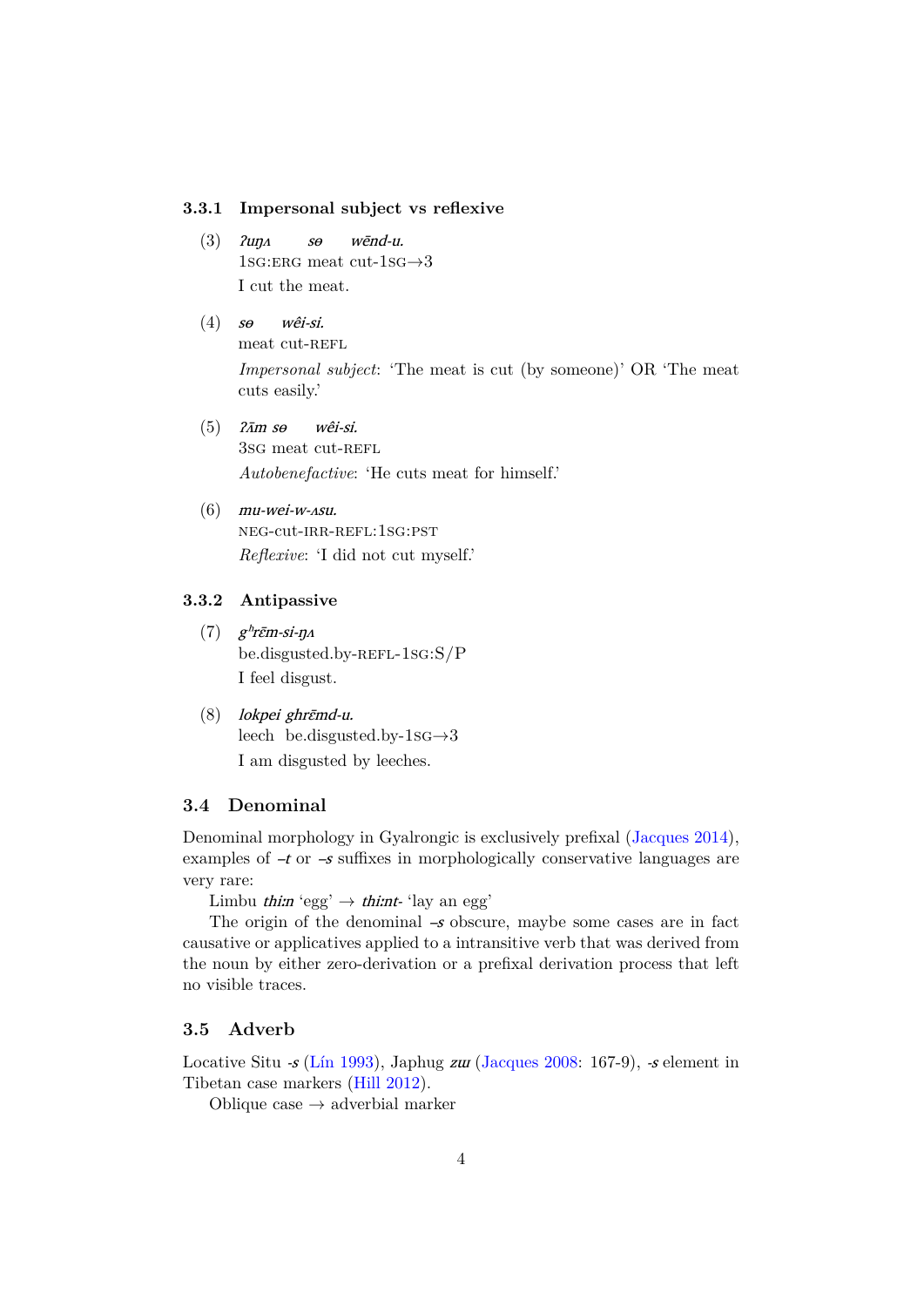### 3.3.1 Impersonal subject vs reflexive

(3) *ʔuŋʌ sɵ wēnd-u.*
1SG:ERG meat cut-1SG→3
I cut the meat.

(4) *sɵ wêi-si.*
meat cut-REFL
*Impersonal subject*: 'The meat is cut (by someone)' OR 'The meat cuts easily.'

(5) *ʔʌ̄m sɵ wêi-si.*
3SG meat cut-REFL
*Autobenefactive*: 'He cuts meat for himself.'

(6) *mu-wei-w-ʌsu.*
NEG-cut-IRR-REFL:1SG:PST
*Reflexive*: 'I did not cut myself.'

### 3.3.2 Antipassive

(7) *gʰrēm-si-ŋʌ*
be.disgusted.by-REFL-1SG:S/P
I feel disgust.

(8) *lokpei ghrēmd-u.*
leech be.disgusted.by-1SG→3
I am disgusted by leeches.

## 3.4 Denominal

Denominal morphology in Gyalrongic is exclusively prefixal (Jacques 2014), examples of *–t* or *–s* suffixes in morphologically conservative languages are very rare:

Limbu *thi:n* 'egg' → *thi:nt-* 'lay an egg'

The origin of the denominal *–s* obscure, maybe some cases are in fact causative or applicatives applied to a intransitive verb that was derived from the noun by either zero-derivation or a prefixal derivation process that left no visible traces.

## 3.5 Adverb

Locative Situ *-s* (Lín 1993), Japhug *zɯ* (Jacques 2008: 167-9), *-s* element in Tibetan case markers (Hill 2012).

Oblique case → adverbial marker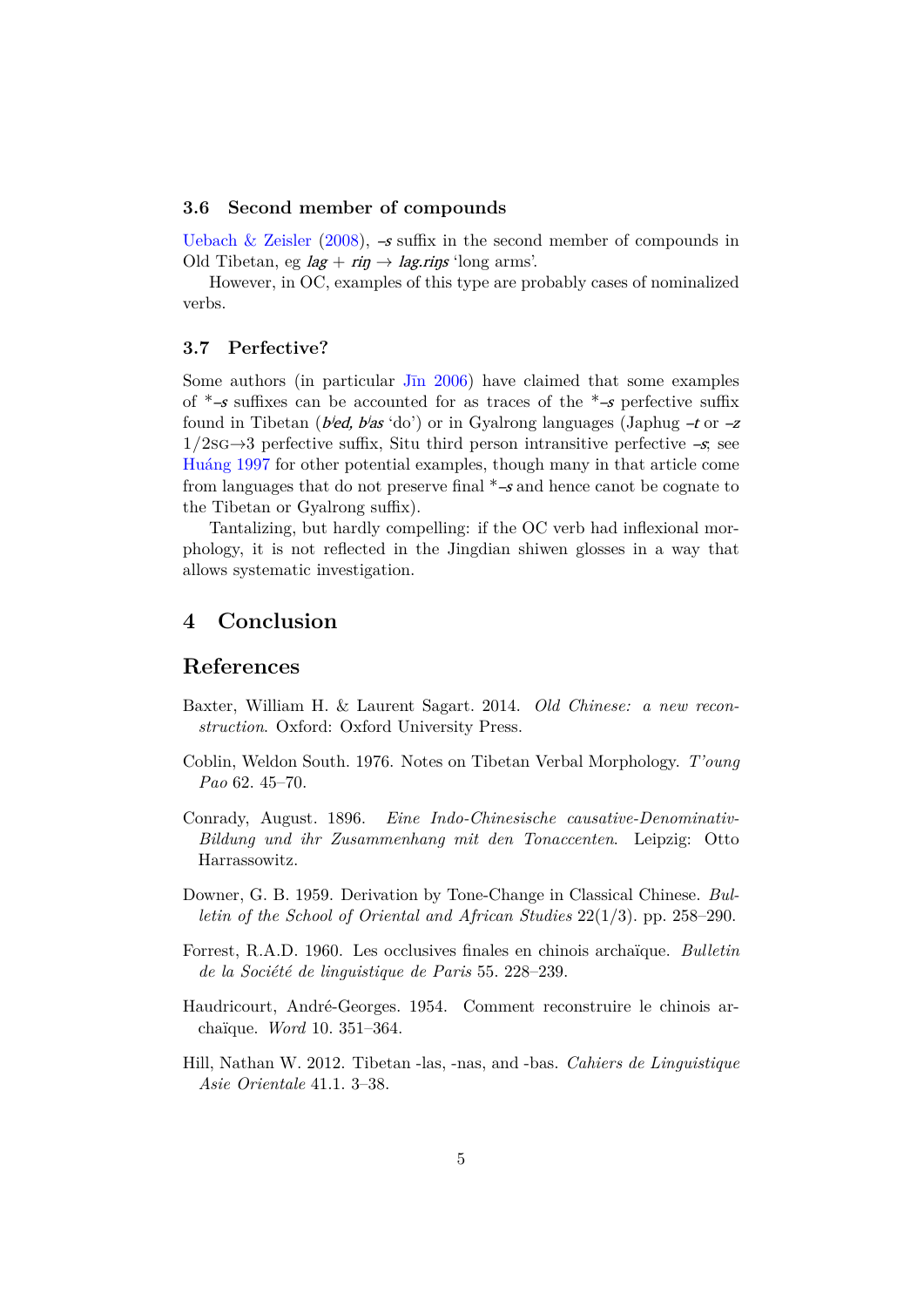### 3.6 Second member of compounds

Uebach & Zeisler (2008), *–s* suffix in the second member of compounds in Old Tibetan, eg *lag* + *riŋ* → *lag.riŋs* 'long arms'.

However, in OC, examples of this type are probably cases of nominalized verbs.

### 3.7 Perfective?

Some authors (in particular Jīn 2006) have claimed that some examples of *–*s* suffixes can be accounted for as traces of the *–*s* perfective suffix found in Tibetan (*bʲed, bʲas* 'do') or in Gyalrong languages (Japhug *–t* or *–z* 1/2sg→3 perfective suffix, Situ third person intransitive perfective *–s*; see Huáng 1997 for other potential examples, though many in that article come from languages that do not preserve final *–*s* and hence canot be cognate to the Tibetan or Gyalrong suffix).

Tantalizing, but hardly compelling: if the OC verb had inflexional morphology, it is not reflected in the Jingdian shiwen glosses in a way that allows systematic investigation.

## 4 Conclusion

## References

Baxter, William H. & Laurent Sagart. 2014. *Old Chinese: a new reconstruction*. Oxford: Oxford University Press.

Coblin, Weldon South. 1976. Notes on Tibetan Verbal Morphology. *T'oung Pao* 62. 45–70.

Conrady, August. 1896. *Eine Indo-Chinesische causative-Denominativ-Bildung und ihr Zusammenhang mit den Tonaccenten*. Leipzig: Otto Harrassowitz.

Downer, G. B. 1959. Derivation by Tone-Change in Classical Chinese. *Bulletin of the School of Oriental and African Studies* 22(1/3). pp. 258–290.

Forrest, R.A.D. 1960. Les occlusives finales en chinois archaïque. *Bulletin de la Société de linguistique de Paris* 55. 228–239.

Haudricourt, André-Georges. 1954. Comment reconstruire le chinois archaïque. *Word* 10. 351–364.

Hill, Nathan W. 2012. Tibetan -las, -nas, and -bas. *Cahiers de Linguistique Asie Orientale* 41.1. 3–38.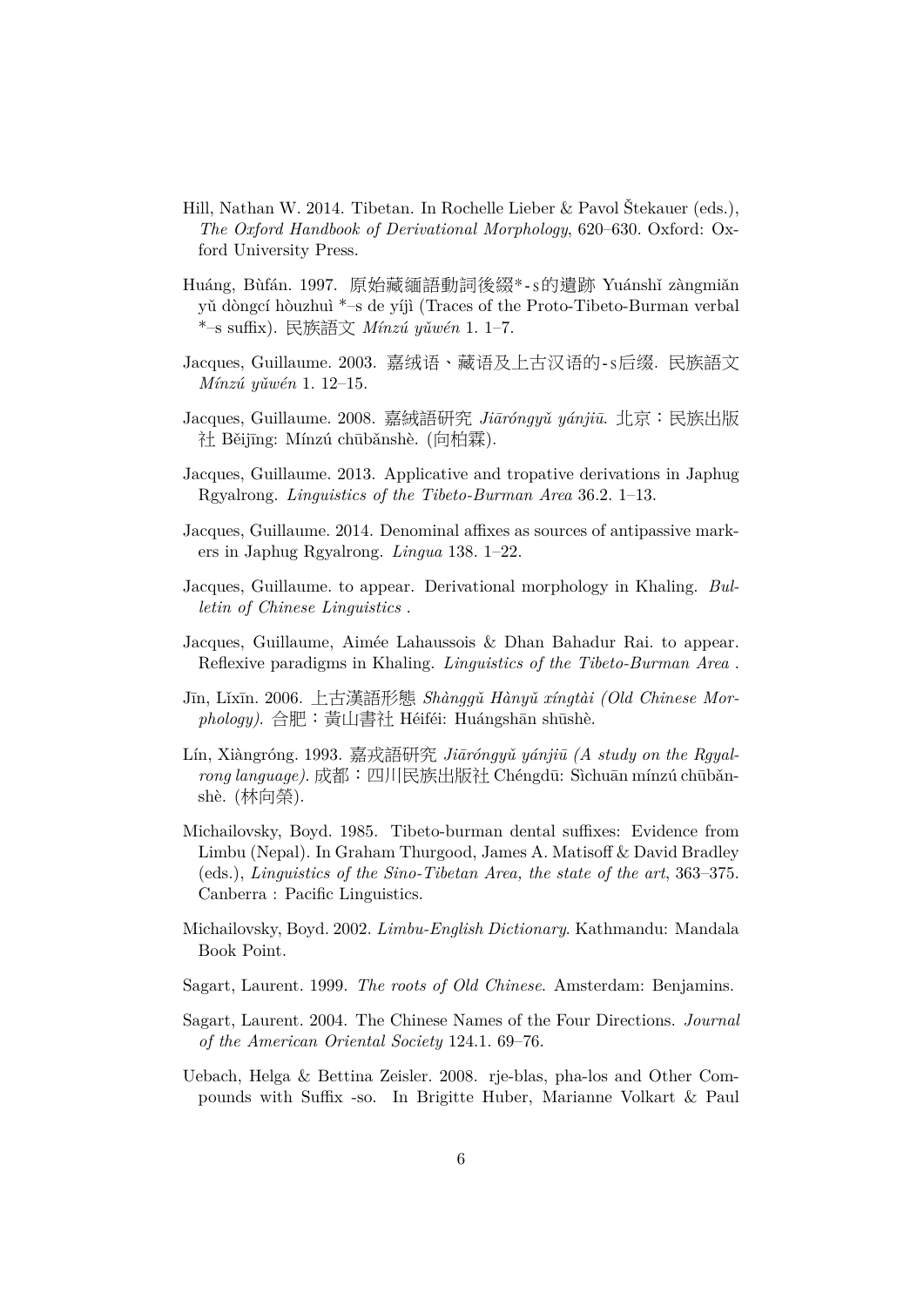Hill, Nathan W. 2014. Tibetan. In Rochelle Lieber & Pavol Štekauer (eds.), *The Oxford Handbook of Derivational Morphology*, 620–630. Oxford: Oxford University Press.

Huáng, Bùfán. 1997. 原始藏緬語動詞後綴*-s的遺跡 Yuánshǐ zàngmiǎn yǔ dòngcí hòuzhuì *–s de yíjì (Traces of the Proto-Tibeto-Burman verbal *–s suffix). 民族語文 *Mínzú yǔwén* 1. 1–7.

Jacques, Guillaume. 2003. 嘉绒语、藏语及上古汉语的-s后缀. 民族語文 *Mínzú yǔwén* 1. 12–15.

Jacques, Guillaume. 2008. 嘉絨語研究 *Jiāróngyǔ yánjiū*. 北京：民族出版社 Běijīng: Mínzú chūbǎnshè. (向柏霖).

Jacques, Guillaume. 2013. Applicative and tropative derivations in Japhug Rgyalrong. *Linguistics of the Tibeto-Burman Area* 36.2. 1–13.

Jacques, Guillaume. 2014. Denominal affixes as sources of antipassive markers in Japhug Rgyalrong. *Lingua* 138. 1–22.

Jacques, Guillaume. to appear. Derivational morphology in Khaling. *Bulletin of Chinese Linguistics* .

Jacques, Guillaume, Aimée Lahaussois & Dhan Bahadur Rai. to appear. Reflexive paradigms in Khaling. *Linguistics of the Tibeto-Burman Area* .

Jīn, Lǐxīn. 2006. 上古漢語形態 *Shànggǔ Hànyǔ xíngtài (Old Chinese Morphology)*. 合肥：黃山書社 Héiféi: Huángshān shūshè.

Lín, Xiàngróng. 1993. 嘉戎語研究 *Jiāróngyǔ yánjiū (A study on the Rgyalrong language)*. 成都：四川民族出版社 Chéngdū: Sìchuān mínzú chūbǎnshè. (林向榮).

Michailovsky, Boyd. 1985. Tibeto-burman dental suffixes: Evidence from Limbu (Nepal). In Graham Thurgood, James A. Matisoff & David Bradley (eds.), *Linguistics of the Sino-Tibetan Area, the state of the art*, 363–375. Canberra : Pacific Linguistics.

Michailovsky, Boyd. 2002. *Limbu-English Dictionary*. Kathmandu: Mandala Book Point.

Sagart, Laurent. 1999. *The roots of Old Chinese*. Amsterdam: Benjamins.

Sagart, Laurent. 2004. The Chinese Names of the Four Directions. *Journal of the American Oriental Society* 124.1. 69–76.

Uebach, Helga & Bettina Zeisler. 2008. rje-blas, pha-los and Other Compounds with Suffix -so. In Brigitte Huber, Marianne Volkart & Paul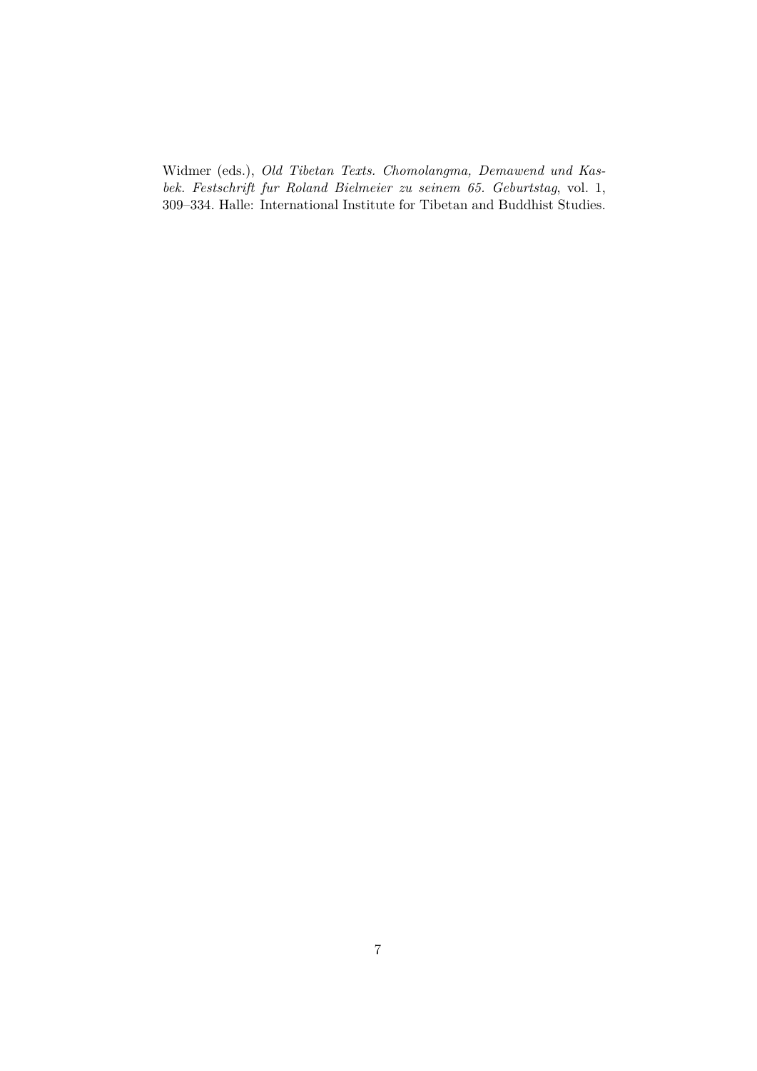Widmer (eds.), *Old Tibetan Texts. Chomolangma, Demawend und Kasbek. Festschrift fur Roland Bielmeier zu seinem 65. Geburtstag*, vol. 1, 309–334. Halle: International Institute for Tibetan and Buddhist Studies.